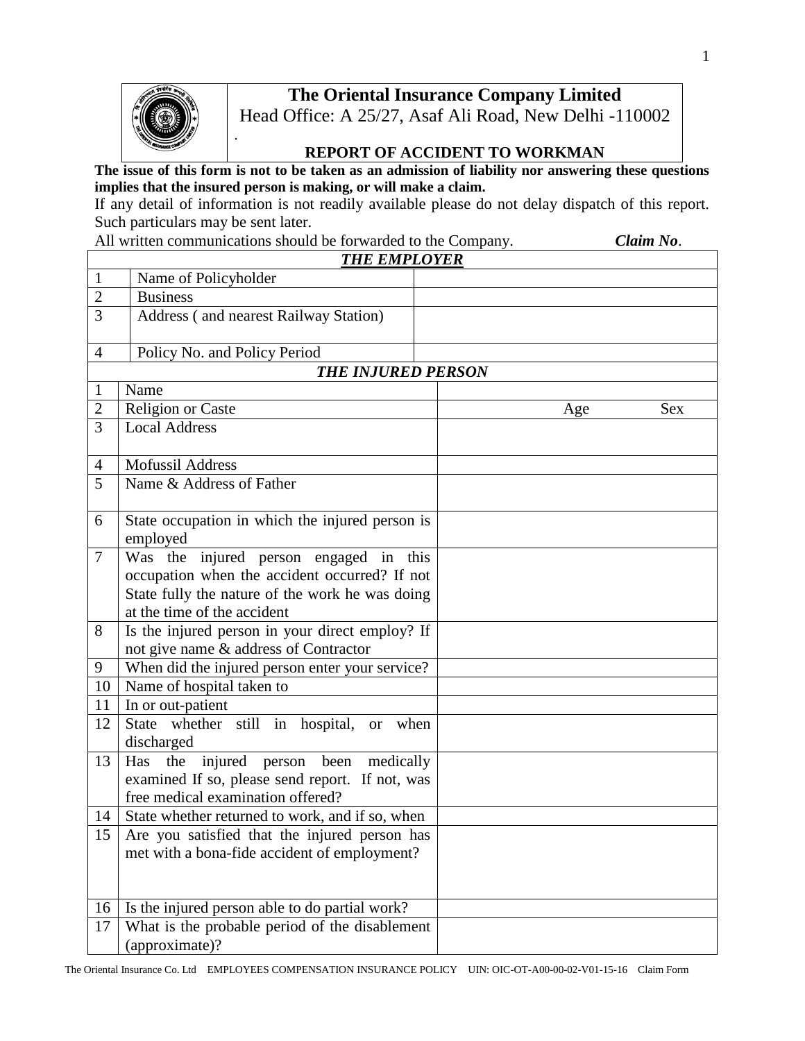# The Oriental Insurance Company Limited

Head Office: A 25/27, Asaf Ali Road, New Delhi -110002

## REPORT OF ACCIDENT TO WORKMAN

**The issue of this form is not to be taken as an admission of liability nor answering these questions implies that the insured person is making, or will make a claim.**

If any detail of information is not readily available please do not delay dispatch of this report. Such particulars may be sent later.

All written communications should be forwarded to the Company. ***Claim No***.

| ***THE EMPLOYER*** | | |
|---|---|---|
| 1 | Name of Policyholder | |
| 2 | Business | |
| 3 | Address ( and nearest Railway Station) | |
| 4 | Policy No. and Policy Period | |

| ***THE INJURED PERSON*** | | |
|---|---|---|
| 1 | Name | |
| 2 | Religion or Caste | Age Sex |
| 3 | Local Address | |
| 4 | Mofussil Address | |
| 5 | Name & Address of Father | |
| 6 | State occupation in which the injured person is employed | |
| 7 | Was the injured person engaged in this occupation when the accident occurred? If not State fully the nature of the work he was doing at the time of the accident | |
| 8 | Is the injured person in your direct employ? If not give name & address of Contractor | |
| 9 | When did the injured person enter your service? | |
| 10 | Name of hospital taken to | |
| 11 | In or out-patient | |
| 12 | State whether still in hospital, or when discharged | |
| 13 | Has the injured person been medically examined If so, please send report. If not, was free medical examination offered? | |
| 14 | State whether returned to work, and if so, when | |
| 15 | Are you satisfied that the injured person has met with a bona-fide accident of employment? | |
| 16 | Is the injured person able to do partial work? | |
| 17 | What is the probable period of the disablement (approximate)? | |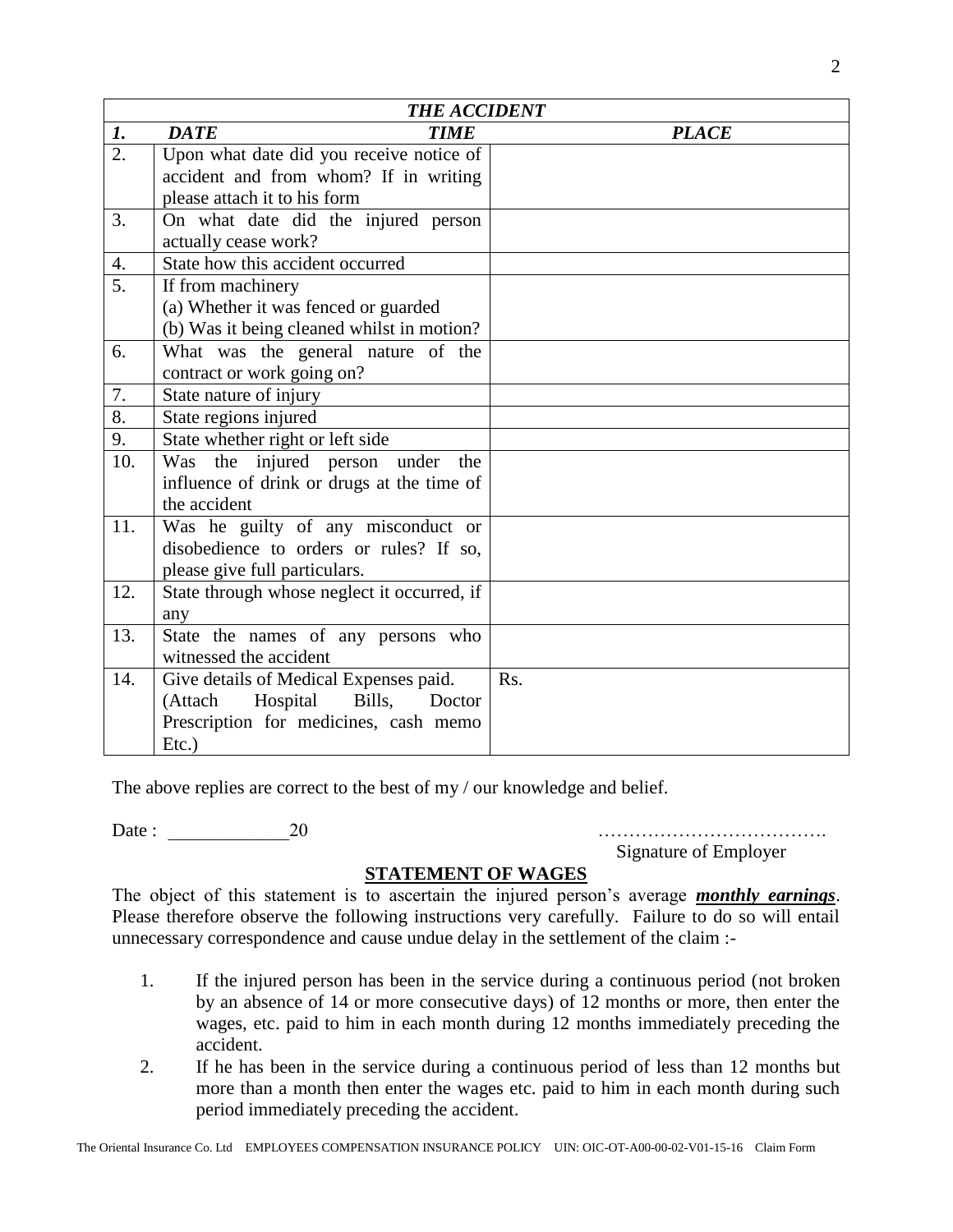| THE ACCIDENT | | |
|---|---|---|
| ***1.*** | ***DATE*** ***TIME*** | ***PLACE*** |
| 2. | Upon what date did you receive notice of accident and from whom? If in writing please attach it to his form | |
| 3. | On what date did the injured person actually cease work? | |
| 4. | State how this accident occurred | |
| 5. | If from machinery<br>(a) Whether it was fenced or guarded<br>(b) Was it being cleaned whilst in motion? | |
| 6. | What was the general nature of the contract or work going on? | |
| 7. | State nature of injury | |
| 8. | State regions injured | |
| 9. | State whether right or left side | |
| 10. | Was the injured person under the influence of drink or drugs at the time of the accident | |
| 11. | Was he guilty of any misconduct or disobedience to orders or rules? If so, please give full particulars. | |
| 12. | State through whose neglect it occurred, if any | |
| 13. | State the names of any persons who witnessed the accident | |
| 14. | Give details of Medical Expenses paid. (Attach Hospital Bills, Doctor Prescription for medicines, cash memo Etc.) | Rs. |

The above replies are correct to the best of my / our knowledge and belief.

Date : _____________20

……………………………….
Signature of Employer

## STATEMENT OF WAGES

The object of this statement is to ascertain the injured person's average ***monthly earnings***. Please therefore observe the following instructions very carefully. Failure to do so will entail unnecessary correspondence and cause undue delay in the settlement of the claim :-

1. If the injured person has been in the service during a continuous period (not broken by an absence of 14 or more consecutive days) of 12 months or more, then enter the wages, etc. paid to him in each month during 12 months immediately preceding the accident.
2. If he has been in the service during a continuous period of less than 12 months but more than a month then enter the wages etc. paid to him in each month during such period immediately preceding the accident.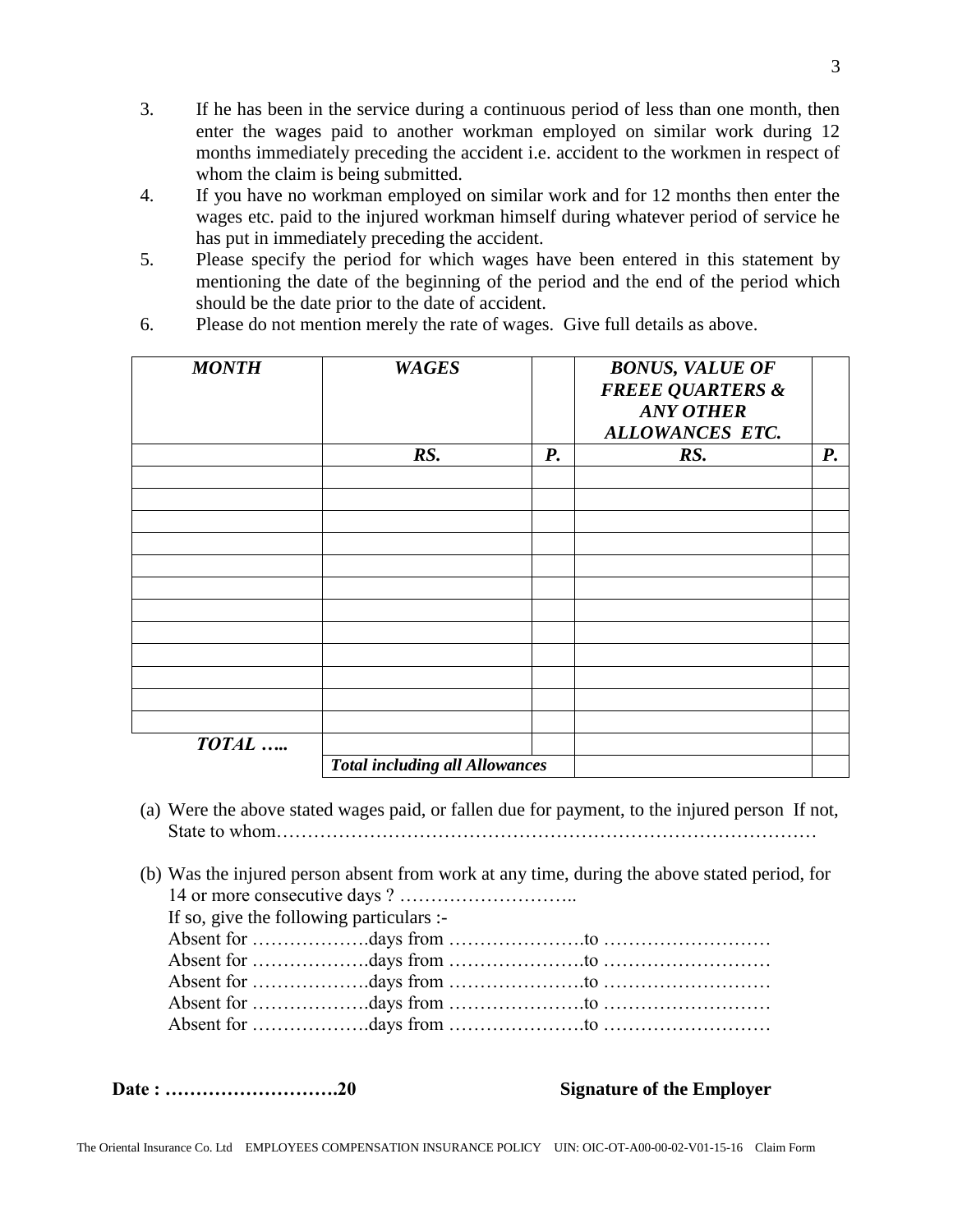3. If he has been in the service during a continuous period of less than one month, then enter the wages paid to another workman employed on similar work during 12 months immediately preceding the accident i.e. accident to the workmen in respect of whom the claim is being submitted.
4. If you have no workman employed on similar work and for 12 months then enter the wages etc. paid to the injured workman himself during whatever period of service he has put in immediately preceding the accident.
5. Please specify the period for which wages have been entered in this statement by mentioning the date of the beginning of the period and the end of the period which should be the date prior to the date of accident.
6. Please do not mention merely the rate of wages. Give full details as above.

| ***MONTH*** | ***WAGES*** | | ***BONUS, VALUE OF FREEE QUARTERS & ANY OTHER ALLOWANCES ETC.*** | |
|---|---|---|---|---|
| | ***RS.*** | ***P.*** | ***RS.*** | ***P.*** |
| | | | | |
| | | | | |
| | | | | |
| | | | | |
| | | | | |
| | | | | |
| | | | | |
| | | | | |
| | | | | |
| | | | | |
| | | | | |
| | | | | |
| ***TOTAL …..*** | | | | |
| | ***Total including all Allowances*** | | | |

(a) Were the above stated wages paid, or fallen due for payment, to the injured person If not, State to whom……………………………………………………………………………

(b) Was the injured person absent from work at any time, during the above stated period, for 14 or more consecutive days ? ………………………..
If so, give the following particulars :-
Absent for ……………….days from ………………….to ………………………
Absent for ……………….days from ………………….to ………………………
Absent for ……………….days from ………………….to ………………………
Absent for ……………….days from ………………….to ………………………
Absent for ……………….days from ………………….to ………………………

**Date : ……………………….20** **Signature of the Employer**